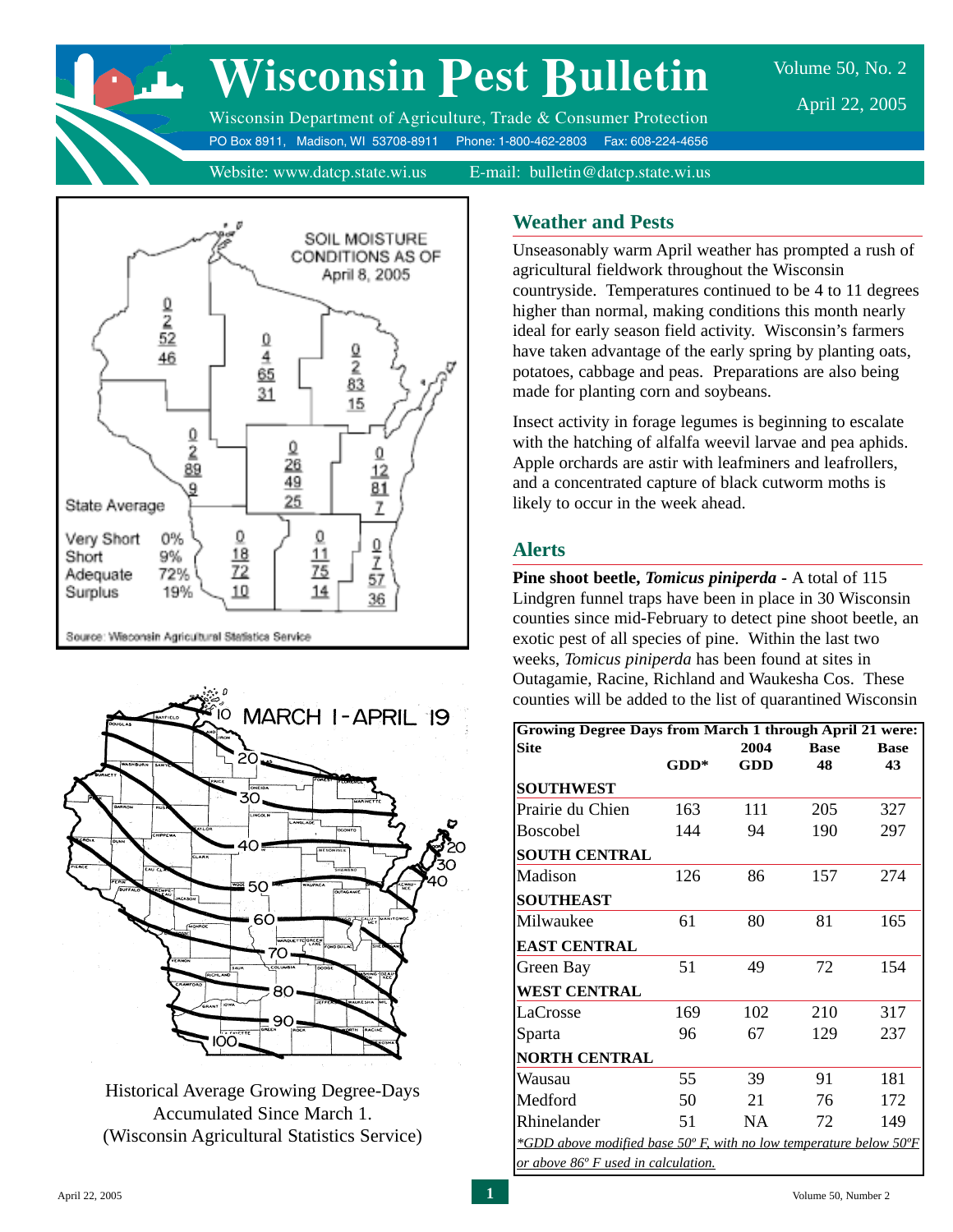# Wisconsin Pest Bulletin

Volume 50, No. 2

April 22, 2005

Wisconsin Department of Agriculture, Trade & Consumer Protection

PO Box 8911, Madison, WI 53708-8911 Phone: 1-800-462-2803 Fax: 608-224-4656

Website: www.datcp.state.wi.us E-mail: bulletin@datcp.state.wi.us

SOIL MOISTURE CONDITIONS AS OF April 8, 2005

State Average

Very Short 0%
Short 9%
Adequate 72%
Surplus 19%

Source: Wisconsin Agricultural Statistics Service

Historical Average Growing Degree-Days Accumulated Since March 1. (Wisconsin Agricultural Statistics Service)

## Weather and Pests

Unseasonably warm April weather has prompted a rush of agricultural fieldwork throughout the Wisconsin countryside. Temperatures continued to be 4 to 11 degrees higher than normal, making conditions this month nearly ideal for early season field activity. Wisconsin's farmers have taken advantage of the early spring by planting oats, potatoes, cabbage and peas. Preparations are also being made for planting corn and soybeans.

Insect activity in forage legumes is beginning to escalate with the hatching of alfalfa weevil larvae and pea aphids. Apple orchards are astir with leafminers and leafrollers, and a concentrated capture of black cutworm moths is likely to occur in the week ahead.

## Alerts

**Pine shoot beetle, *Tomicus piniperda*** - A total of 115 Lindgren funnel traps have been in place in 30 Wisconsin counties since mid-February to detect pine shoot beetle, an exotic pest of all species of pine. Within the last two weeks, *Tomicus piniperda* has been found at sites in Outagamie, Racine, Richland and Waukesha Cos. These counties will be added to the list of quarantined Wisconsin

**Growing Degree Days from March 1 through April 21 were:**

| Site | GDD* | 2004 GDD | Base 48 | Base 43 |
|---|---|---|---|---|
| **SOUTHWEST** | | | | |
| Prairie du Chien | 163 | 111 | 205 | 327 |
| Boscobel | 144 | 94 | 190 | 297 |
| **SOUTH CENTRAL** | | | | |
| Madison | 126 | 86 | 157 | 274 |
| **SOUTHEAST** | | | | |
| Milwaukee | 61 | 80 | 81 | 165 |
| **EAST CENTRAL** | | | | |
| Green Bay | 51 | 49 | 72 | 154 |
| **WEST CENTRAL** | | | | |
| LaCrosse | 169 | 102 | 210 | 317 |
| Sparta | 96 | 67 | 129 | 237 |
| **NORTH CENTRAL** | | | | |
| Wausau | 55 | 39 | 91 | 181 |
| Medford | 50 | 21 | 76 | 172 |
| Rhinelander | 51 | NA | 72 | 149 |

*\*GDD above modified base 50º F, with no low temperature below 50ºF or above 86º F used in calculation.*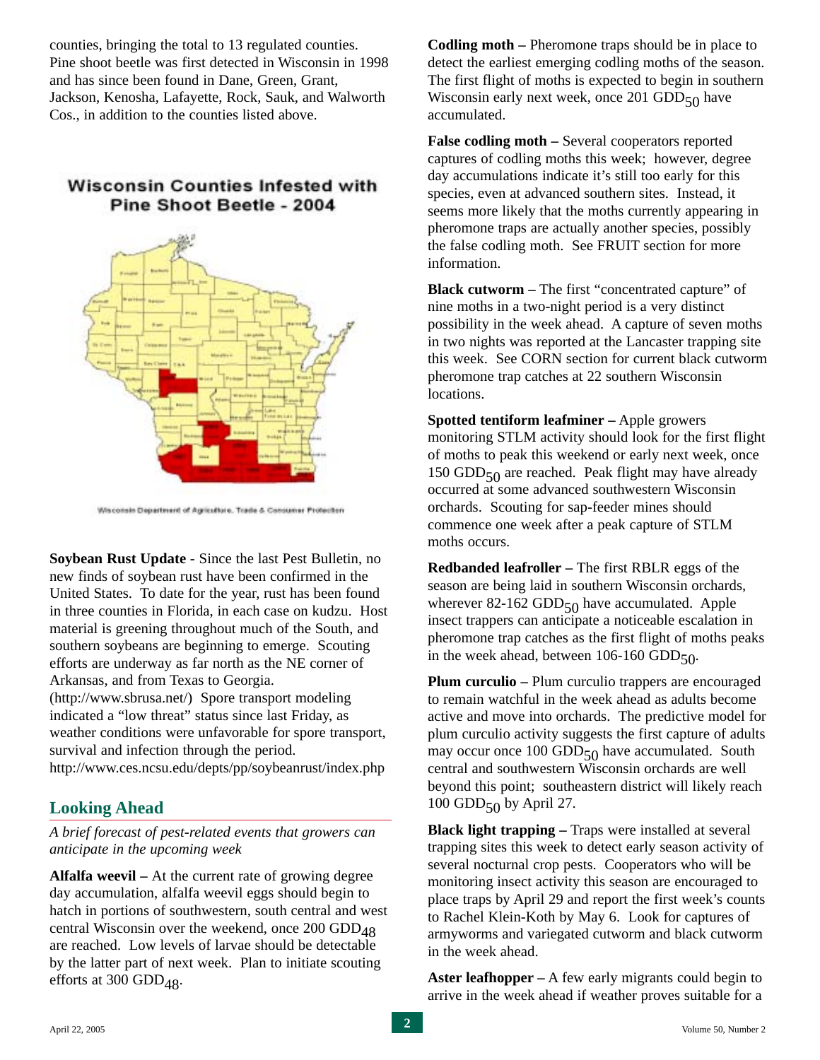counties, bringing the total to 13 regulated counties. Pine shoot beetle was first detected in Wisconsin in 1998 and has since been found in Dane, Green, Grant, Jackson, Kenosha, Lafayette, Rock, Sauk, and Walworth Cos., in addition to the counties listed above.

**Wisconsin Counties Infested with Pine Shoot Beetle - 2004**

Wisconsin Department of Agriculture, Trade & Consumer Protection

**Soybean Rust Update -** Since the last Pest Bulletin, no new finds of soybean rust have been confirmed in the United States. To date for the year, rust has been found in three counties in Florida, in each case on kudzu. Host material is greening throughout much of the South, and southern soybeans are beginning to emerge. Scouting efforts are underway as far north as the NE corner of Arkansas, and from Texas to Georgia. (http://www.sbrusa.net/) Spore transport modeling indicated a "low threat" status since last Friday, as weather conditions were unfavorable for spore transport, survival and infection through the period. http://www.ces.ncsu.edu/depts/pp/soybeanrust/index.php

## Looking Ahead

*A brief forecast of pest-related events that growers can anticipate in the upcoming week*

**Alfalfa weevil –** At the current rate of growing degree day accumulation, alfalfa weevil eggs should begin to hatch in portions of southwestern, south central and west central Wisconsin over the weekend, once 200 $GDD_{48}$ are reached. Low levels of larvae should be detectable by the latter part of next week. Plan to initiate scouting efforts at 300 $GDD_{48}$.

**Codling moth –** Pheromone traps should be in place to detect the earliest emerging codling moths of the season. The first flight of moths is expected to begin in southern Wisconsin early next week, once 201 $GDD_{50}$ have accumulated.

**False codling moth –** Several cooperators reported captures of codling moths this week; however, degree day accumulations indicate it's still too early for this species, even at advanced southern sites. Instead, it seems more likely that the moths currently appearing in pheromone traps are actually another species, possibly the false codling moth. See FRUIT section for more information.

**Black cutworm –** The first "concentrated capture" of nine moths in a two-night period is a very distinct possibility in the week ahead. A capture of seven moths in two nights was reported at the Lancaster trapping site this week. See CORN section for current black cutworm pheromone trap catches at 22 southern Wisconsin locations.

**Spotted tentiform leafminer –** Apple growers monitoring STLM activity should look for the first flight of moths to peak this weekend or early next week, once 150 $GDD_{50}$ are reached. Peak flight may have already occurred at some advanced southwestern Wisconsin orchards. Scouting for sap-feeder mines should commence one week after a peak capture of STLM moths occurs.

**Redbanded leafroller –** The first RBLR eggs of the season are being laid in southern Wisconsin orchards, wherever 82-162 $GDD_{50}$ have accumulated. Apple insect trappers can anticipate a noticeable escalation in pheromone trap catches as the first flight of moths peaks in the week ahead, between 106-160 $GDD_{50}$.

**Plum curculio –** Plum curculio trappers are encouraged to remain watchful in the week ahead as adults become active and move into orchards. The predictive model for plum curculio activity suggests the first capture of adults may occur once 100 $GDD_{50}$ have accumulated. South central and southwestern Wisconsin orchards are well beyond this point; southeastern district will likely reach 100 $GDD_{50}$ by April 27.

**Black light trapping –** Traps were installed at several trapping sites this week to detect early season activity of several nocturnal crop pests. Cooperators who will be monitoring insect activity this season are encouraged to place traps by April 29 and report the first week's counts to Rachel Klein-Koth by May 6. Look for captures of armyworms and variegated cutworm and black cutworm in the week ahead.

**Aster leafhopper –** A few early migrants could begin to arrive in the week ahead if weather proves suitable for a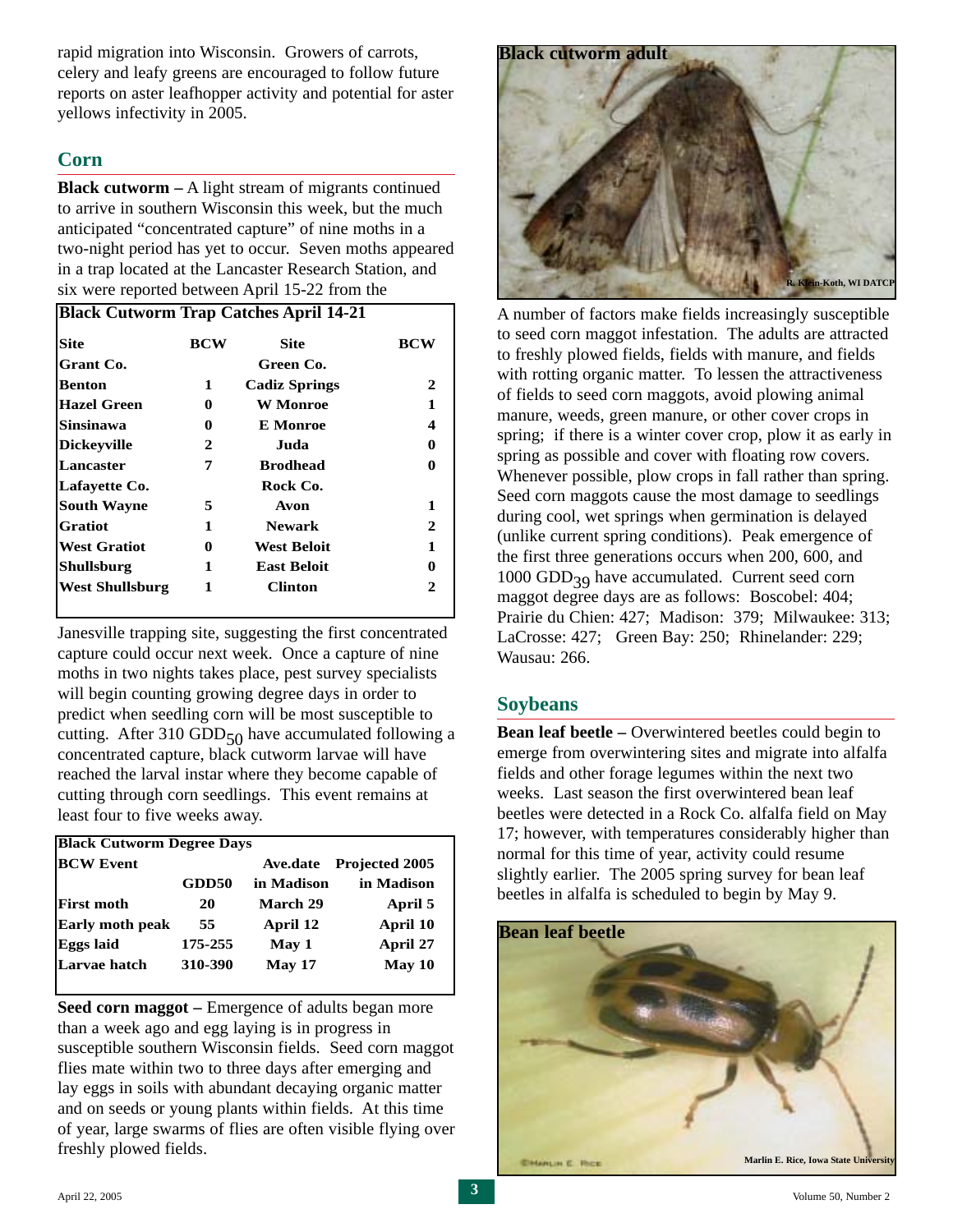rapid migration into Wisconsin. Growers of carrots, celery and leafy greens are encouraged to follow future reports on aster leafhopper activity and potential for aster yellows infectivity in 2005.

## Corn

**Black cutworm –** A light stream of migrants continued to arrive in southern Wisconsin this week, but the much anticipated "concentrated capture" of nine moths in a two-night period has yet to occur. Seven moths appeared in a trap located at the Lancaster Research Station, and six were reported between April 15-22 from the Janesville trapping site, suggesting the first concentrated capture could occur next week. Once a capture of nine moths in two nights takes place, pest survey specialists will begin counting growing degree days in order to predict when seedling corn will be most susceptible to cutting. After 310 $GDD_{50}$ have accumulated following a concentrated capture, black cutworm larvae will have reached the larval instar where they become capable of cutting through corn seedlings. This event remains at least four to five weeks away.

**Black Cutworm Trap Catches April 14-21**

| Site | BCW | Site | BCW |
|---|---|---|---|
| **Grant Co.** | | **Green Co.** | |
| Benton | 1 | Cadiz Springs | 2 |
| Hazel Green | 0 | W Monroe | 1 |
| Sinsinawa | 0 | E Monroe | 4 |
| Dickeyville | 2 | Juda | 0 |
| Lancaster | 7 | Brodhead | 0 |
| **Lafayette Co.** | | **Rock Co.** | |
| South Wayne | 5 | Avon | 1 |
| Gratiot | 1 | Newark | 2 |
| West Gratiot | 0 | West Beloit | 1 |
| Shullsburg | 1 | East Beloit | 0 |
| West Shullsburg | 1 | Clinton | 2 |

**Black Cutworm Degree Days**

| BCW Event | GDD50 | Ave.date in Madison | Projected 2005 in Madison |
|---|---|---|---|
| First moth | 20 | March 29 | April 5 |
| Early moth peak | 55 | April 12 | April 10 |
| Eggs laid | 175-255 | May 1 | April 27 |
| Larvae hatch | 310-390 | May 17 | May 10 |

**Seed corn maggot –** Emergence of adults began more than a week ago and egg laying is in progress in susceptible southern Wisconsin fields. Seed corn maggot flies mate within two to three days after emerging and lay eggs in soils with abundant decaying organic matter and on seeds or young plants within fields. At this time of year, large swarms of flies are often visible flying over freshly plowed fields.

**Black cutworm adult**

R. Klein-Koth, WI DATCP

A number of factors make fields increasingly susceptible to seed corn maggot infestation. The adults are attracted to freshly plowed fields, fields with manure, and fields with rotting organic matter. To lessen the attractiveness of fields to seed corn maggots, avoid plowing animal manure, weeds, green manure, or other cover crops in spring; if there is a winter cover crop, plow it as early in spring as possible and cover with floating row covers. Whenever possible, plow crops in fall rather than spring. Seed corn maggots cause the most damage to seedlings during cool, wet springs when germination is delayed (unlike current spring conditions). Peak emergence of the first three generations occurs when 200, 600, and 1000 $GDD_{39}$ have accumulated. Current seed corn maggot degree days are as follows: Boscobel: 404; Prairie du Chien: 427; Madison: 379; Milwaukee: 313; LaCrosse: 427; Green Bay: 250; Rhinelander: 229; Wausau: 266.

## Soybeans

**Bean leaf beetle –** Overwintered beetles could begin to emerge from overwintering sites and migrate into alfalfa fields and other forage legumes within the next two weeks. Last season the first overwintered bean leaf beetles were detected in a Rock Co. alfalfa field on May 17; however, with temperatures considerably higher than normal for this time of year, activity could resume slightly earlier. The 2005 spring survey for bean leaf beetles in alfalfa is scheduled to begin by May 9.

**Bean leaf beetle**

Marlin E. Rice, Iowa State University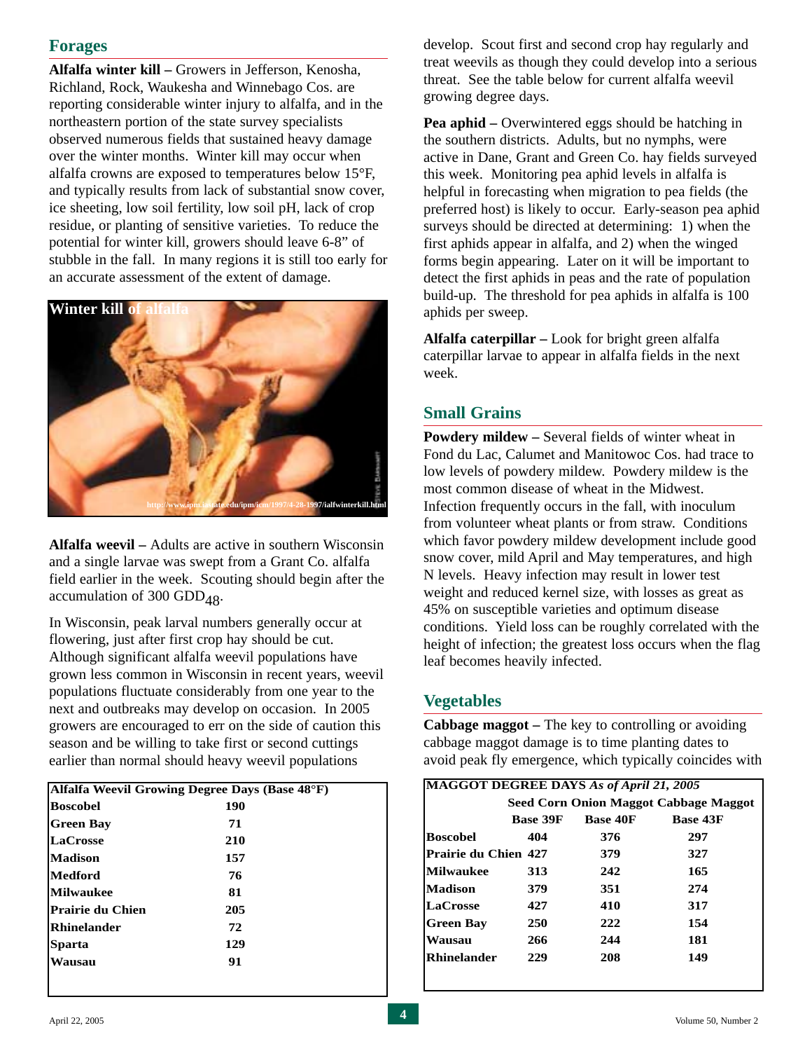## Forages

**Alfalfa winter kill –** Growers in Jefferson, Kenosha, Richland, Rock, Waukesha and Winnebago Cos. are reporting considerable winter injury to alfalfa, and in the northeastern portion of the state survey specialists observed numerous fields that sustained heavy damage over the winter months. Winter kill may occur when alfalfa crowns are exposed to temperatures below 15°F, and typically results from lack of substantial snow cover, ice sheeting, low soil fertility, low soil pH, lack of crop residue, or planting of sensitive varieties. To reduce the potential for winter kill, growers should leave 6-8" of stubble in the fall. In many regions it is still too early for an accurate assessment of the extent of damage.

Winter kill of alfalfa

http://www.ipm.iastate.edu/ipm/icm/1997/4-28-1997/ialfwinterkill.html

**Alfalfa weevil –** Adults are active in southern Wisconsin and a single larvae was swept from a Grant Co. alfalfa field earlier in the week. Scouting should begin after the accumulation of 300 $GDD_{48}$.

In Wisconsin, peak larval numbers generally occur at flowering, just after first crop hay should be cut. Although significant alfalfa weevil populations have grown less common in Wisconsin in recent years, weevil populations fluctuate considerably from one year to the next and outbreaks may develop on occasion. In 2005 growers are encouraged to err on the side of caution this season and be willing to take first or second cuttings earlier than normal should heavy weevil populations develop. Scout first and second crop hay regularly and treat weevils as though they could develop into a serious threat. See the table below for current alfalfa weevil growing degree days.

| Alfalfa Weevil Growing Degree Days (Base 48°F) | |
|---|---|
| **Boscobel** | **190** |
| **Green Bay** | **71** |
| **LaCrosse** | **210** |
| **Madison** | **157** |
| **Medford** | **76** |
| **Milwaukee** | **81** |
| **Prairie du Chien** | **205** |
| **Rhinelander** | **72** |
| **Sparta** | **129** |
| **Wausau** | **91** |

**Pea aphid –** Overwintered eggs should be hatching in the southern districts. Adults, but no nymphs, were active in Dane, Grant and Green Co. hay fields surveyed this week. Monitoring pea aphid levels in alfalfa is helpful in forecasting when migration to pea fields (the preferred host) is likely to occur. Early-season pea aphid surveys should be directed at determining: 1) when the first aphids appear in alfalfa, and 2) when the winged forms begin appearing. Later on it will be important to detect the first aphids in peas and the rate of population build-up. The threshold for pea aphids in alfalfa is 100 aphids per sweep.

**Alfalfa caterpillar –** Look for bright green alfalfa caterpillar larvae to appear in alfalfa fields in the next week.

## Small Grains

**Powdery mildew –** Several fields of winter wheat in Fond du Lac, Calumet and Manitowoc Cos. had trace to low levels of powdery mildew. Powdery mildew is the most common disease of wheat in the Midwest. Infection frequently occurs in the fall, with inoculum from volunteer wheat plants or from straw. Conditions which favor powdery mildew development include good snow cover, mild April and May temperatures, and high N levels. Heavy infection may result in lower test weight and reduced kernel size, with losses as great as 45% on susceptible varieties and optimum disease conditions. Yield loss can be roughly correlated with the height of infection; the greatest loss occurs when the flag leaf becomes heavily infected.

## Vegetables

**Cabbage maggot –** The key to controlling or avoiding cabbage maggot damage is to time planting dates to avoid peak fly emergence, which typically coincides with

| MAGGOT DEGREE DAYS *As of April 21, 2005* | | | |
|---|---|---|---|
| | **Seed Corn** | **Onion Maggot** | **Cabbage Maggot** |
| | **Base 39F** | **Base 40F** | **Base 43F** |
| **Boscobel** | **404** | **376** | **297** |
| **Prairie du Chien** | **427** | **379** | **327** |
| **Milwaukee** | **313** | **242** | **165** |
| **Madison** | **379** | **351** | **274** |
| **LaCrosse** | **427** | **410** | **317** |
| **Green Bay** | **250** | **222** | **154** |
| **Wausau** | **266** | **244** | **181** |
| **Rhinelander** | **229** | **208** | **149** |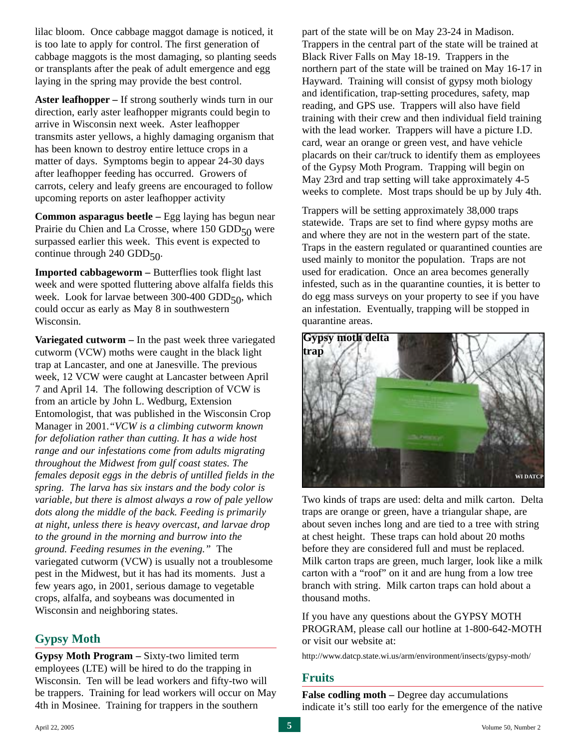lilac bloom. Once cabbage maggot damage is noticed, it is too late to apply for control. The first generation of cabbage maggots is the most damaging, so planting seeds or transplants after the peak of adult emergence and egg laying in the spring may provide the best control.

**Aster leafhopper –** If strong southerly winds turn in our direction, early aster leafhopper migrants could begin to arrive in Wisconsin next week. Aster leafhopper transmits aster yellows, a highly damaging organism that has been known to destroy entire lettuce crops in a matter of days. Symptoms begin to appear 24-30 days after leafhopper feeding has occurred. Growers of carrots, celery and leafy greens are encouraged to follow upcoming reports on aster leafhopper activity

**Common asparagus beetle –** Egg laying has begun near Prairie du Chien and La Crosse, where 150 $GDD_{50}$ were surpassed earlier this week. This event is expected to continue through 240 $GDD_{50}$.

**Imported cabbageworm –** Butterflies took flight last week and were spotted fluttering above alfalfa fields this week. Look for larvae between 300-400 $GDD_{50}$, which could occur as early as May 8 in southwestern Wisconsin.

**Variegated cutworm –** In the past week three variegated cutworm (VCW) moths were caught in the black light trap at Lancaster, and one at Janesville. The previous week, 12 VCW were caught at Lancaster between April 7 and April 14. The following description of VCW is from an article by John L. Wedburg, Extension Entomologist, that was published in the Wisconsin Crop Manager in 2001.*"VCW is a climbing cutworm known for defoliation rather than cutting. It has a wide host range and our infestations come from adults migrating throughout the Midwest from gulf coast states. The females deposit eggs in the debris of untilled fields in the spring. The larva has six instars and the body color is variable, but there is almost always a row of pale yellow dots along the middle of the back. Feeding is primarily at night, unless there is heavy overcast, and larvae drop to the ground in the morning and burrow into the ground. Feeding resumes in the evening."* The variegated cutworm (VCW) is usually not a troublesome pest in the Midwest, but it has had its moments. Just a few years ago, in 2001, serious damage to vegetable crops, alfalfa, and soybeans was documented in Wisconsin and neighboring states.

## Gypsy Moth

**Gypsy Moth Program –** Sixty-two limited term employees (LTE) will be hired to do the trapping in Wisconsin. Ten will be lead workers and fifty-two will be trappers. Training for lead workers will occur on May 4th in Mosinee. Training for trappers in the southern part of the state will be on May 23-24 in Madison. Trappers in the central part of the state will be trained at Black River Falls on May 18-19. Trappers in the northern part of the state will be trained on May 16-17 in Hayward. Training will consist of gypsy moth biology and identification, trap-setting procedures, safety, map reading, and GPS use. Trappers will also have field training with their crew and then individual field training with the lead worker. Trappers will have a picture I.D. card, wear an orange or green vest, and have vehicle placards on their car/truck to identify them as employees of the Gypsy Moth Program. Trapping will begin on May 23rd and trap setting will take approximately 4-5 weeks to complete. Most traps should be up by July 4th.

Trappers will be setting approximately 38,000 traps statewide. Traps are set to find where gypsy moths are and where they are not in the western part of the state. Traps in the eastern regulated or quarantined counties are used mainly to monitor the population. Traps are not used for eradication. Once an area becomes generally infested, such as in the quarantine counties, it is better to do egg mass surveys on your property to see if you have an infestation. Eventually, trapping will be stopped in quarantine areas.

**Gypsy moth delta trap**

WI DATCP

Two kinds of traps are used: delta and milk carton. Delta traps are orange or green, have a triangular shape, are about seven inches long and are tied to a tree with string at chest height. These traps can hold about 20 moths before they are considered full and must be replaced. Milk carton traps are green, much larger, look like a milk carton with a "roof" on it and are hung from a low tree branch with string. Milk carton traps can hold about a thousand moths.

If you have any questions about the GYPSY MOTH PROGRAM, please call our hotline at 1-800-642-MOTH or visit our website at:

http://www.datcp.state.wi.us/arm/environment/insects/gypsy-moth/

## Fruits

**False codling moth –** Degree day accumulations indicate it's still too early for the emergence of the native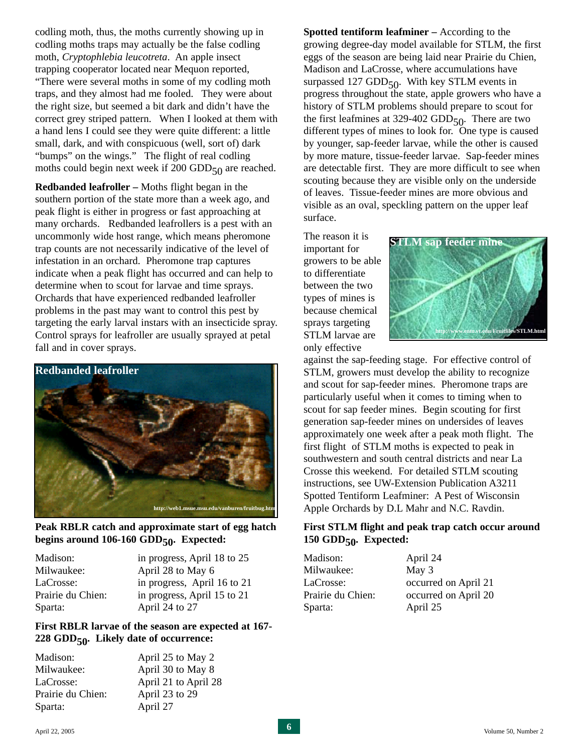codling moth, thus, the moths currently showing up in codling moths traps may actually be the false codling moth, *Cryptophlebia leucotreta*. An apple insect trapping cooperator located near Mequon reported, "There were several moths in some of my codling moth traps, and they almost had me fooled. They were about the right size, but seemed a bit dark and didn't have the correct grey striped pattern. When I looked at them with a hand lens I could see they were quite different: a little small, dark, and with conspicuous (well, sort of) dark "bumps" on the wings." The flight of real codling moths could begin next week if 200 $GDD_{50}$ are reached.

**Redbanded leafroller –** Moths flight began in the southern portion of the state more than a week ago, and peak flight is either in progress or fast approaching at many orchards. Redbanded leafrollers is a pest with an uncommonly wide host range, which means pheromone trap counts are not necessarily indicative of the level of infestation in an orchard. Pheromone trap captures indicate when a peak flight has occurred and can help to determine when to scout for larvae and time sprays. Orchards that have experienced redbanded leafroller problems in the past may want to control this pest by targeting the early larval instars with an insecticide spray. Control sprays for leafroller are usually sprayed at petal fall and in cover sprays.

Redbanded leafroller

http://web1.msue.msu.edu/vanburen/fruitbug.htm

**Peak RBLR catch and approximate start of egg hatch begins around 106-160 $GDD_{50}$. Expected:**

| | |
|---|---|
| Madison: | in progress, April 18 to 25 |
| Milwaukee: | April 28 to May 6 |
| LaCrosse: | in progress, April 16 to 21 |
| Prairie du Chien: | in progress, April 15 to 21 |
| Sparta: | April 24 to 27 |

**First RBLR larvae of the season are expected at 167-228 $GDD_{50}$. Likely date of occurrence:**

| | |
|---|---|
| Madison: | April 25 to May 2 |
| Milwaukee: | April 30 to May 8 |
| LaCrosse: | April 21 to April 28 |
| Prairie du Chien: | April 23 to 29 |
| Sparta: | April 27 |

**Spotted tentiform leafminer –** According to the growing degree-day model available for STLM, the first eggs of the season are being laid near Prairie du Chien, Madison and LaCrosse, where accumulations have surpassed 127 $GDD_{50}$. With key STLM events in progress throughout the state, apple growers who have a history of STLM problems should prepare to scout for the first leafmines at 329-402 $GDD_{50}$. There are two different types of mines to look for. One type is caused by younger, sap-feeder larvae, while the other is caused by more mature, tissue-feeder larvae. Sap-feeder mines are detectable first. They are more difficult to see when scouting because they are visible only on the underside of leaves. Tissue-feeder mines are more obvious and visible as an oval, speckling pattern on the upper leaf surface.

STLM sap feeder mine

http://www.ento.vt.edu/Fruitfiles/STLM.html

The reason it is important for growers to be able to differentiate between the two types of mines is because chemical sprays targeting STLM larvae are only effective against the sap-feeding stage. For effective control of STLM, growers must develop the ability to recognize and scout for sap-feeder mines. Pheromone traps are particularly useful when it comes to timing when to scout for sap feeder mines. Begin scouting for first generation sap-feeder mines on undersides of leaves approximately one week after a peak moth flight. The first flight of STLM moths is expected to peak in southwestern and south central districts and near La Crosse this weekend. For detailed STLM scouting instructions, see UW-Extension Publication A3211 Spotted Tentiform Leafminer: A Pest of Wisconsin Apple Orchards by D.L Mahr and N.C. Ravdin.

**First STLM flight and peak trap catch occur around 150 $GDD_{50}$. Expected:**

| | |
|---|---|
| Madison: | April 24 |
| Milwaukee: | May 3 |
| LaCrosse: | occurred on April 21 |
| Prairie du Chien: | occurred on April 20 |
| Sparta: | April 25 |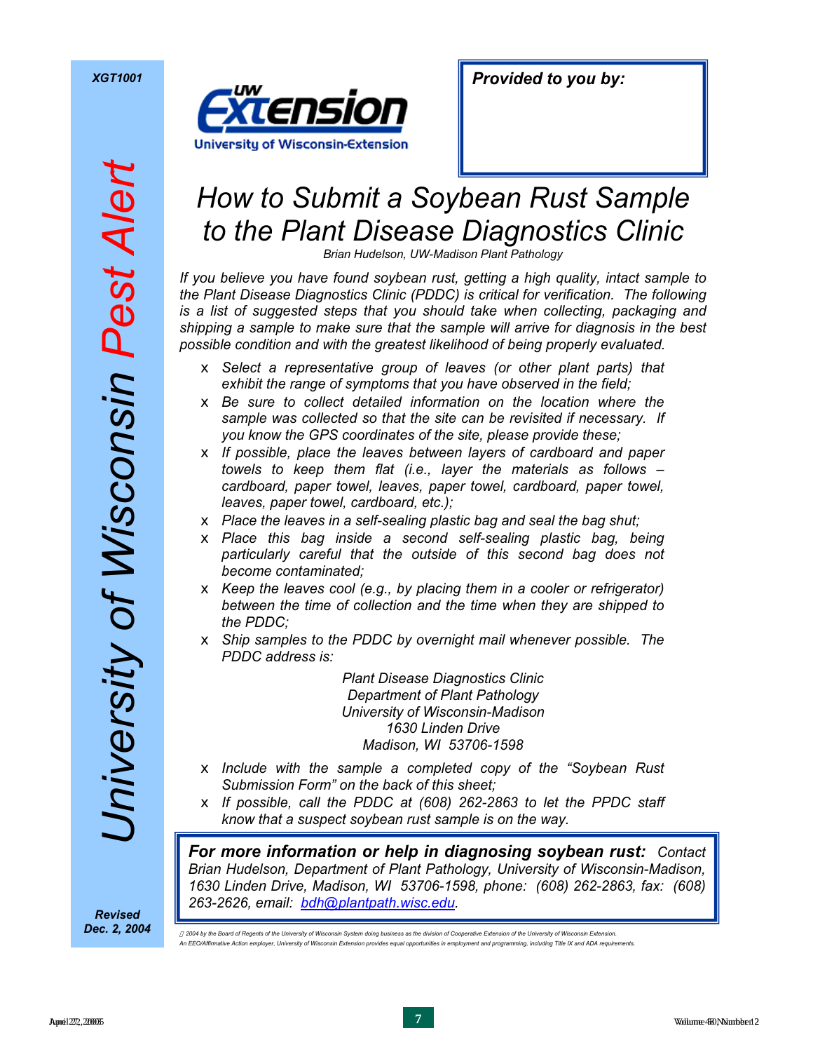XGT1001

University of Wisconsin Pest Alert

**Provided to you by:**

# How to Submit a Soybean Rust Sample to the Plant Disease Diagnostics Clinic

*Brian Hudelson, UW-Madison Plant Pathology*

*If you believe you have found soybean rust, getting a high quality, intact sample to the Plant Disease Diagnostics Clinic (PDDC) is critical for verification. The following is a list of suggested steps that you should take when collecting, packaging and shipping a sample to make sure that the sample will arrive for diagnosis in the best possible condition and with the greatest likelihood of being properly evaluated.*

- *Select a representative group of leaves (or other plant parts) that exhibit the range of symptoms that you have observed in the field;*
- *Be sure to collect detailed information on the location where the sample was collected so that the site can be revisited if necessary. If you know the GPS coordinates of the site, please provide these;*
- *If possible, place the leaves between layers of cardboard and paper towels to keep them flat (i.e., layer the materials as follows – cardboard, paper towel, leaves, paper towel, cardboard, paper towel, leaves, paper towel, cardboard, etc.);*
- *Place the leaves in a self-sealing plastic bag and seal the bag shut;*
- *Place this bag inside a second self-sealing plastic bag, being particularly careful that the outside of this second bag does not become contaminated;*
- *Keep the leaves cool (e.g., by placing them in a cooler or refrigerator) between the time of collection and the time when they are shipped to the PDDC;*
- *Ship samples to the PDDC by overnight mail whenever possible. The PDDC address is:*

  *Plant Disease Diagnostics Clinic*
  *Department of Plant Pathology*
  *University of Wisconsin-Madison*
  *1630 Linden Drive*
  *Madison, WI 53706-1598*

- *Include with the sample a completed copy of the “Soybean Rust Submission Form” on the back of this sheet;*
- *If possible, call the PDDC at (608) 262-2863 to let the PPDC staff know that a suspect soybean rust sample is on the way.*

***For more information or help in diagnosing soybean rust:*** *Contact Brian Hudelson, Department of Plant Pathology, University of Wisconsin-Madison, 1630 Linden Drive, Madison, WI 53706-1598, phone: (608) 262-2863, fax: (608) 263-2626, email: bdh@plantpath.wisc.edu.*

**Revised Dec. 2, 2004**

*© 2004 by the Board of Regents of the University of Wisconsin System doing business as the division of Cooperative Extension of the University of Wisconsin Extension.*
*An EEO/Affirmative Action employer, University of Wisconsin Extension provides equal opportunities in employment and programming, including Title IX and ADA requirements.*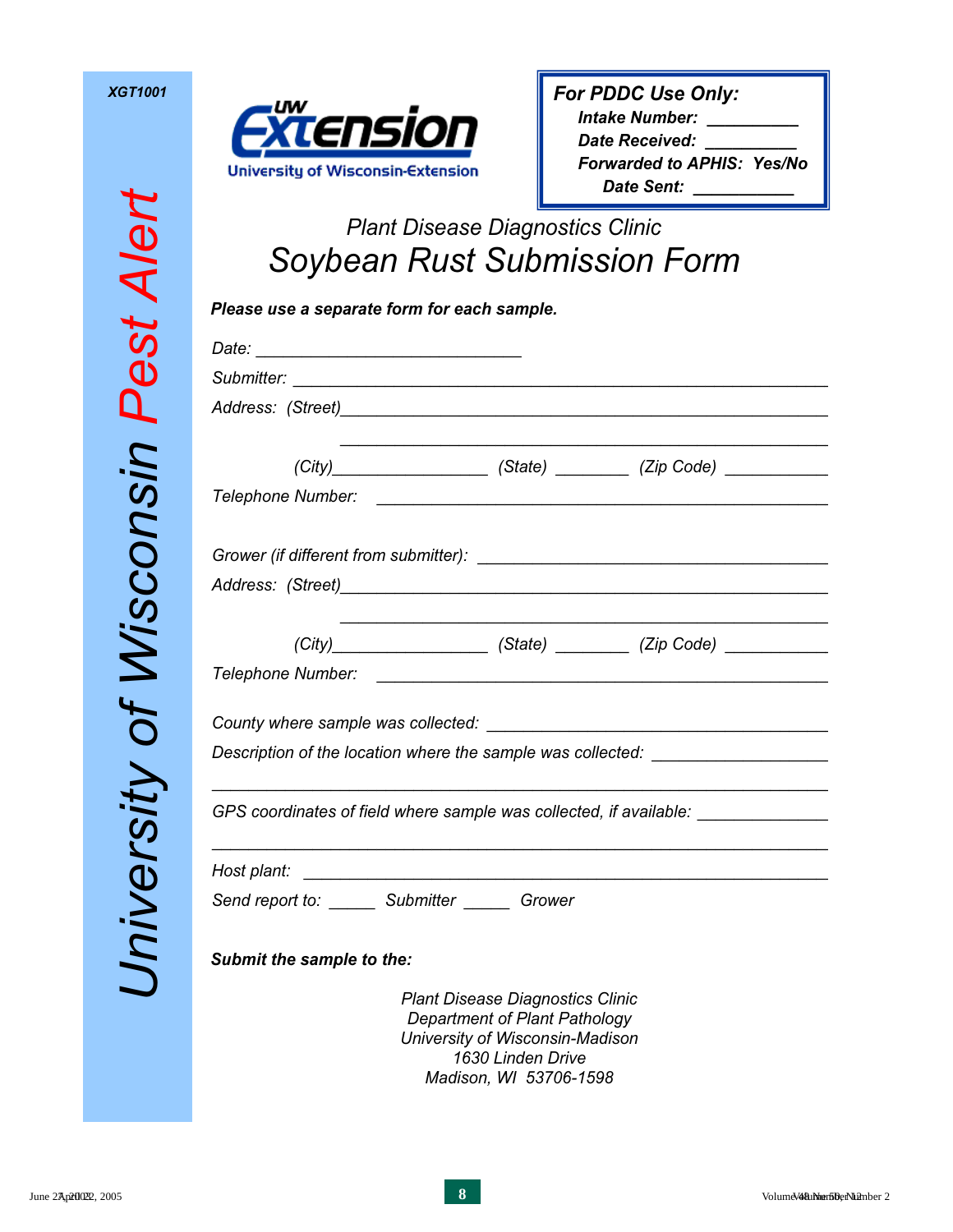XGT1001

**University of Wisconsin Pest Alert**

UW Extension
University of Wisconsin-Extension

| **For PDDC Use Only:** |
|---|
| **Intake Number:** ___________ |
| **Date Received:** ___________ |
| **Forwarded to APHIS: Yes/No** |
| **Date Sent:** ___________ |

*Plant Disease Diagnostics Clinic*

# *Soybean Rust Submission Form*

***Please use a separate form for each sample.***

*Date:* ______________________________

*Submitter:* ____________________________________________________________

*Address: (Street)*______________________________________________________

______________________________________________________

*(City)*_________________ *(State)* ________ *(Zip Code)* ___________

*Telephone Number:* ___________________________________________________

*Grower (if different from submitter):* ______________________________________

*Address: (Street)*______________________________________________________

______________________________________________________

*(City)*_________________ *(State)* ________ *(Zip Code)* ___________

*Telephone Number:* ___________________________________________________

*County where sample was collected:* _______________________________________

*Description of the location where the sample was collected:* __________________

______________________________________________________________________

*GPS coordinates of field where sample was collected, if available:* _____________

______________________________________________________________________

*Host plant:* __________________________________________________________

*Send report to:* _____ *Submitter* _____ *Grower*

***Submit the sample to the:***

*Plant Disease Diagnostics Clinic*
*Department of Plant Pathology*
*University of Wisconsin-Madison*
*1630 Linden Drive*
*Madison, WI 53706-1598*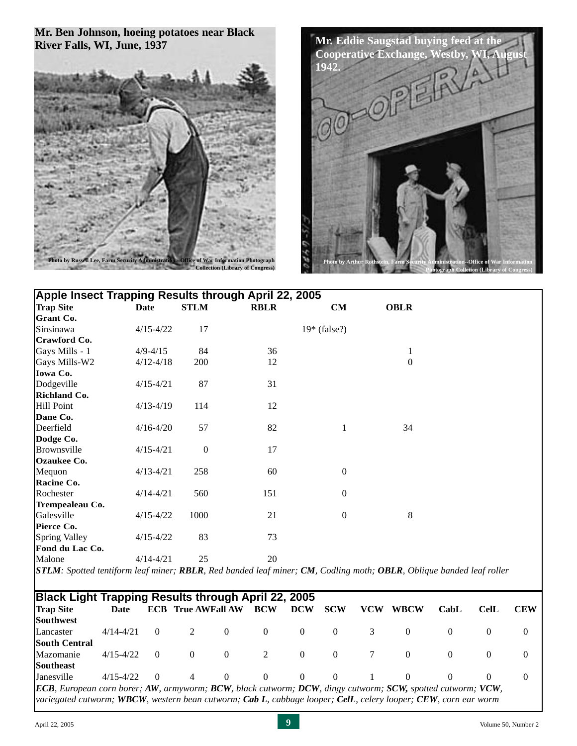Mr. Ben Johnson, hoeing potatoes near Black River Falls, WI, June, 1937

Photo by Russell Lee, Farm Security Administration - Office of War Information Photograph Collection (Library of Congress)

Mr. Eddie Saugstad buying feed at the Cooperative Exchange, Westby, WI, August 1942.

Photo by Arthur Rothstein, Farm Security Administration--Office of War Information Photograph Colletion (Library of Congress)

## Apple Insect Trapping Results through April 22, 2005

| Trap Site | Date | STLM | RBLR | CM | OBLR |
|---|---|---|---|---|---|
| **Grant Co.** | | | | | |
| Sinsinawa | 4/15-4/22 | 17 | | 19* (false?) | |
| **Crawford Co.** | | | | | |
| Gays Mills - 1 | 4/9-4/15 | 84 | 36 | | 1 |
| Gays Mills-W2 | 4/12-4/18 | 200 | 12 | | 0 |
| **Iowa Co.** | | | | | |
| Dodgeville | 4/15-4/21 | 87 | 31 | | |
| **Richland Co.** | | | | | |
| Hill Point | 4/13-4/19 | 114 | 12 | | |
| **Dane Co.** | | | | | |
| Deerfield | 4/16-4/20 | 57 | 82 | 1 | 34 |
| **Dodge Co.** | | | | | |
| Brownsville | 4/15-4/21 | 0 | 17 | | |
| **Ozaukee Co.** | | | | | |
| Mequon | 4/13-4/21 | 258 | 60 | 0 | |
| **Racine Co.** | | | | | |
| Rochester | 4/14-4/21 | 560 | 151 | 0 | |
| **Trempealeau Co.** | | | | | |
| Galesville | 4/15-4/22 | 1000 | 21 | 0 | 8 |
| **Pierce Co.** | | | | | |
| Spring Valley | 4/15-4/22 | 83 | 73 | | |
| **Fond du Lac Co.** | | | | | |
| Malone | 4/14-4/21 | 25 | 20 | | |

***STLM**: Spotted tentiform leaf miner; **RBLR**, Red banded leaf miner; **CM**, Codling moth; **OBLR**, Oblique banded leaf roller*

## Black Light Trapping Results through April 22, 2005

| Trap Site | Date | ECB | True AW | Fall AW | BCW | DCW | SCW | VCW | WBCW | CabL | CelL | CEW |
|---|---|---|---|---|---|---|---|---|---|---|---|---|
| **Southwest** | | | | | | | | | | | | |
| Lancaster | 4/14-4/21 | 0 | 2 | 0 | 0 | 0 | 0 | 3 | 0 | 0 | 0 | 0 |
| **South Central** | | | | | | | | | | | | |
| Mazomanie | 4/15-4/22 | 0 | 0 | 0 | 2 | 0 | 0 | 7 | 0 | 0 | 0 | 0 |
| **Southeast** | | | | | | | | | | | | |
| Janesville | 4/15-4/22 | 0 | 4 | 0 | 0 | 0 | 0 | 1 | 0 | 0 | 0 | 0 |

***ECB**, European corn borer; **AW**, armyworm; **BCW**, black cutworm; **DCW**, dingy cutworm; **SCW,** spotted cutworm; **VCW**, variegated cutworm; **WBCW**, western bean cutworm; **Cab L**, cabbage looper; **CelL**, celery looper; **CEW**, corn ear worm*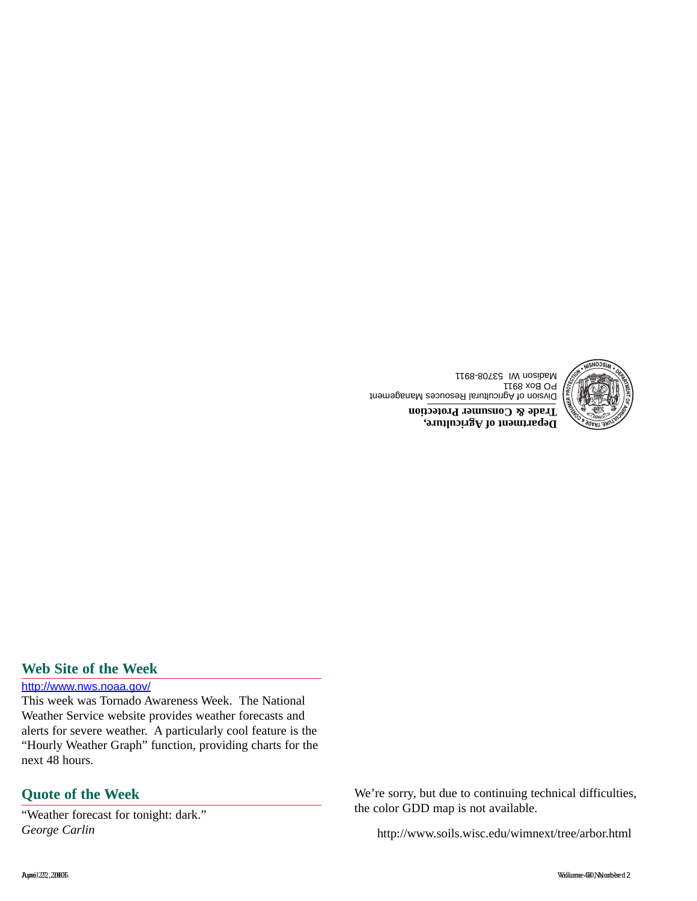Department of Agriculture,
Trade & Consumer Protection
Division of Agricultural Resouces Management
PO Box 8911
Madison WI 53708-8911

## Web Site of the Week

http://www.nws.noaa.gov/

This week was Tornado Awareness Week. The National Weather Service website provides weather forecasts and alerts for severe weather. A particularly cool feature is the "Hourly Weather Graph" function, providing charts for the next 48 hours.

## Quote of the Week

"Weather forecast for tonight: dark."
*George Carlin*

We're sorry, but due to continuing technical difficulties, the color GDD map is not available.

http://www.soils.wisc.edu/wimnext/tree/arbor.html